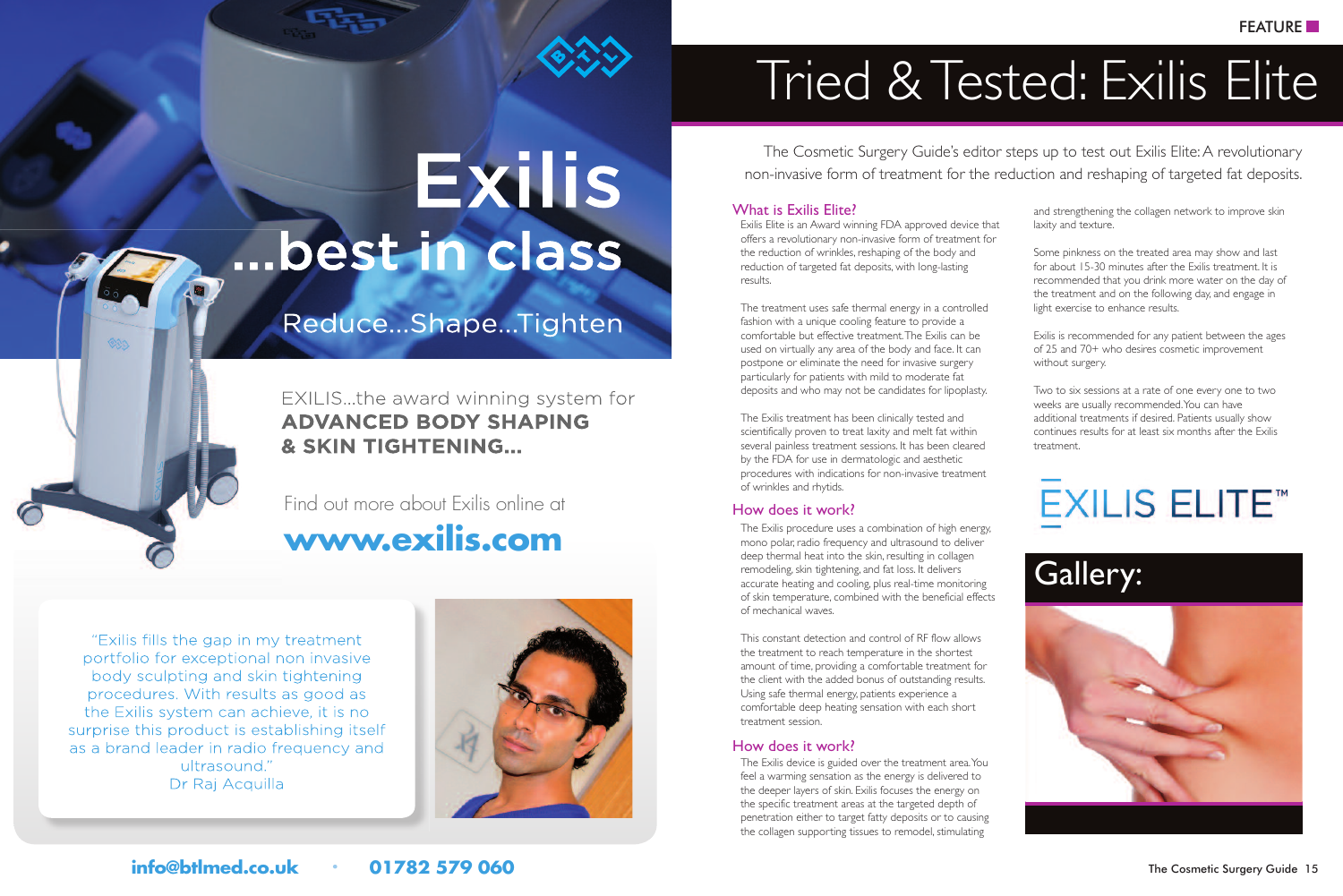# Exilis

## ...best in class

Reduce...Shape...Tighten

EXILIS...the award winning system for **ADVANCED BODY SHAPING & SKIN TIGHTENING...**

Find out more about Exilis online at

**www.exilis.com**

"Exilis fills the gap in my treatment portfolio for exceptional non invasive body sculpting and skin tightening procedures. With results as good as the Exilis system can achieve, it is no surprise this product is establishing itself as a brand leader in radio frequency and ultrasound."
Dr Raj Acquilla

**info@btlmed.co.uk** • **01782 579 060**

FEATURE

# Tried & Tested: Exilis Elite

The Cosmetic Surgery Guide's editor steps up to test out Exilis Elite: A revolutionary non-invasive form of treatment for the reduction and reshaping of targeted fat deposits.

## What is Exilis Elite?

Exilis Elite is an Award winning FDA approved device that offers a revolutionary non-invasive form of treatment for the reduction of wrinkles, reshaping of the body and reduction of targeted fat deposits, with long-lasting results.

The treatment uses safe thermal energy in a controlled fashion with a unique cooling feature to provide a comfortable but effective treatment. The Exilis can be used on virtually any area of the body and face. It can postpone or eliminate the need for invasive surgery particularly for patients with mild to moderate fat deposits and who may not be candidates for lipoplasty.

The Exilis treatment has been clinically tested and scientifically proven to treat laxity and melt fat within several painless treatment sessions. It has been cleared by the FDA for use in dermatologic and aesthetic procedures with indications for non-invasive treatment of wrinkles and rhytids.

## How does it work?

The Exilis procedure uses a combination of high energy, mono polar, radio frequency and ultrasound to deliver deep thermal heat into the skin, resulting in collagen remodeling, skin tightening, and fat loss. It delivers accurate heating and cooling, plus real-time monitoring of skin temperature, combined with the beneficial effects of mechanical waves.

This constant detection and control of RF flow allows the treatment to reach temperature in the shortest amount of time, providing a comfortable treatment for the client with the added bonus of outstanding results. Using safe thermal energy, patients experience a comfortable deep heating sensation with each short treatment session.

## How does it work?

The Exilis device is guided over the treatment area. You feel a warming sensation as the energy is delivered to the deeper layers of skin. Exilis focuses the energy on the specific treatment areas at the targeted depth of penetration either to target fatty deposits or to causing the collagen supporting tissues to remodel, stimulating and strengthening the collagen network to improve skin laxity and texture.

Some pinkness on the treated area may show and last for about 15-30 minutes after the Exilis treatment. It is recommended that you drink more water on the day of the treatment and on the following day, and engage in light exercise to enhance results.

Exilis is recommended for any patient between the ages of 25 and 70+ who desires cosmetic improvement without surgery.

Two to six sessions at a rate of one every one to two weeks are usually recommended. You can have additional treatments if desired. Patients usually show continues results for at least six months after the Exilis treatment.

EXILIS ELITE™

## Gallery: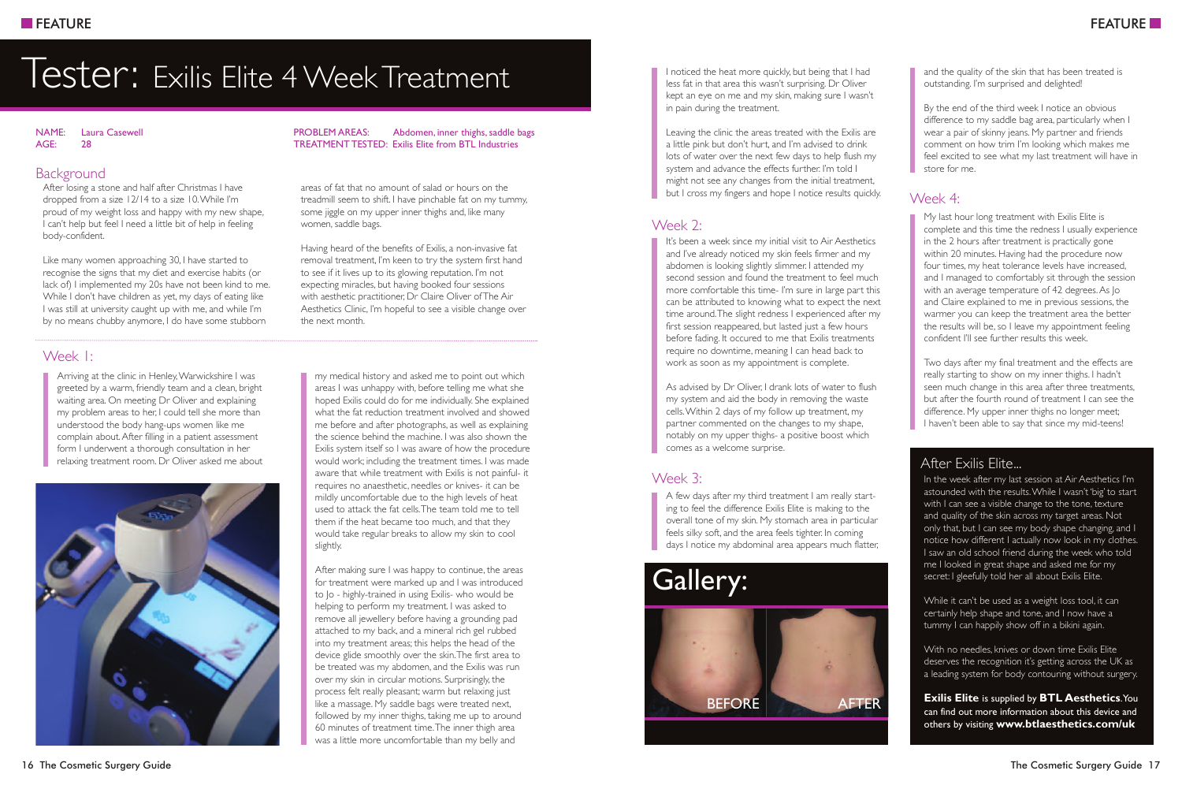# Tester: Exilis Elite 4 Week Treatment

NAME: Laura Casewell
AGE: 28

PROBLEM AREAS: Abdomen, inner thighs, saddle bags
TREATMENT TESTED: Exilis Elite from BTL Industries

## Background

After losing a stone and half after Christmas I have dropped from a size 12/14 to a size 10. While I'm proud of my weight loss and happy with my new shape, I can't help but feel I need a little bit of help in feeling body-confident.

Like many women approaching 30, I have started to recognise the signs that my diet and exercise habits (or lack of) I implemented my 20s have not been kind to me. While I don't have children as yet, my days of eating like I was still at university caught up with me, and while I'm by no means chubby anymore, I do have some stubborn areas of fat that no amount of salad or hours on the treadmill seem to shift. I have pinchable fat on my tummy, some jiggle on my upper inner thighs and, like many women, saddle bags.

Having heard of the benefits of Exilis, a non-invasive fat removal treatment, I'm keen to try the system first hand to see if it lives up to its glowing reputation. I'm not expecting miracles, but having booked four sessions with aesthetic practitioner, Dr Claire Oliver of The Air Aesthetics Clinic, I'm hopeful to see a visible change over the next month.

## Week 1:

Arriving at the clinic in Henley, Warwickshire I was greeted by a warm, friendly team and a clean, bright waiting area. On meeting Dr Oliver and explaining my problem areas to her, I could tell she more than understood the body hang-ups women like me complain about. After filling in a patient assessment form I underwent a thorough consultation in her relaxing treatment room. Dr Oliver asked me about my medical history and asked me to point out which areas I was unhappy with, before telling me what she hoped Exilis could do for me individually. She explained what the fat reduction treatment involved and showed me before and after photographs, as well as explaining the science behind the machine. I was also shown the Exilis system itself so I was aware of how the procedure would work; including the treatment times. I was made aware that while treatment with Exilis is not painful- it requires no anaesthetic, needles or knives- it can be mildly uncomfortable due to the high levels of heat used to attack the fat cells. The team told me to tell them if the heat became too much, and that they would take regular breaks to allow my skin to cool slightly.

After making sure I was happy to continue, the areas for treatment were marked up and I was introduced to Jo - highly-trained in using Exilis- who would be helping to perform my treatment. I was asked to remove all jewellery before having a grounding pad attached to my back, and a mineral rich gel rubbed into my treatment areas; this helps the head of the device glide smoothly over the skin. The first area to be treated was my abdomen, and the Exilis was run over my skin in circular motions. Surprisingly, the process felt really pleasant; warm but relaxing just like a massage. My saddle bags were treated next, followed by my inner thighs, taking me up to around 60 minutes of treatment time. The inner thigh area was a little more uncomfortable than my belly and I noticed the heat more quickly, but being that I had less fat in that area this wasn't surprising. Dr Oliver kept an eye on me and my skin, making sure I wasn't in pain during the treatment.

Leaving the clinic the areas treated with the Exilis are a little pink but don't hurt, and I'm advised to drink lots of water over the next few days to help flush my system and advance the effects further. I'm told I might not see any changes from the initial treatment, but I cross my fingers and hope I notice results quickly.

## Week 2:

It's been a week since my initial visit to Air Aesthetics and I've already noticed my skin feels firmer and my abdomen is looking slightly slimmer. I attended my second session and found the treatment to feel much more comfortable this time- I'm sure in large part this can be attributed to knowing what to expect the next time around. The slight redness I experienced after my first session reappeared, but lasted just a few hours before fading. It occured to me that Exilis treatments require no downtime, meaning I can head back to work as soon as my appointment is complete.

As advised by Dr Oliver, I drank lots of water to flush my system and aid the body in removing the waste cells. Within 2 days of my follow up treatment, my partner commented on the changes to my shape, notably on my upper thighs- a positive boost which comes as a welcome surprise.

## Week 3:

A few days after my third treatment I am really starting to feel the difference Exilis Elite is making to the overall tone of my skin. My stomach area in particular feels silky soft, and the area feels tighter. In coming days I notice my abdominal area appears much flatter, and the quality of the skin that has been treated is outstanding. I'm surprised and delighted!

By the end of the third week I notice an obvious difference to my saddle bag area, particularly when I wear a pair of skinny jeans. My partner and friends comment on how trim I'm looking which makes me feel excited to see what my last treatment will have in store for me.

## Gallery:

BEFORE AFTER

## Week 4:

My last hour long treatment with Exilis Elite is complete and this time the redness I usually experience in the 2 hours after treatment is practically gone within 20 minutes. Having had the procedure now four times, my heat tolerance levels have increased, and I managed to comfortably sit through the session with an average temperature of 42 degrees. As Jo and Claire explained to me in previous sessions, the warmer you can keep the treatment area the better the results will be, so I leave my appointment feeling confident I'll see further results this week.

Two days after my final treatment and the effects are really starting to show on my inner thighs. I hadn't seen much change in this area after three treatments, but after the fourth round of treatment I can see the difference. My upper inner thighs no longer meet; I haven't been able to say that since my mid-teens!

## After Exilis Elite...

In the week after my last session at Air Aesthetics I'm astounded with the results. While I wasn't 'big' to start with I can see a visible change to the tone, texture and quality of the skin across my target areas. Not only that, but I can see my body shape changing, and I notice how different I actually now look in my clothes. I saw an old school friend during the week who told me I looked in great shape and asked me for my secret: I gleefully told her all about Exilis Elite.

While it can't be used as a weight loss tool, it can certainly help shape and tone, and I now have a tummy I can happily show off in a bikini again.

With no needles, knives or down time Exilis Elite deserves the recognition it's getting across the UK as a leading system for body contouring without surgery.

**Exilis Elite** is supplied by **BTL Aesthetics**. You can find out more information about this device and others by visiting **www.btlaesthetics.com/uk**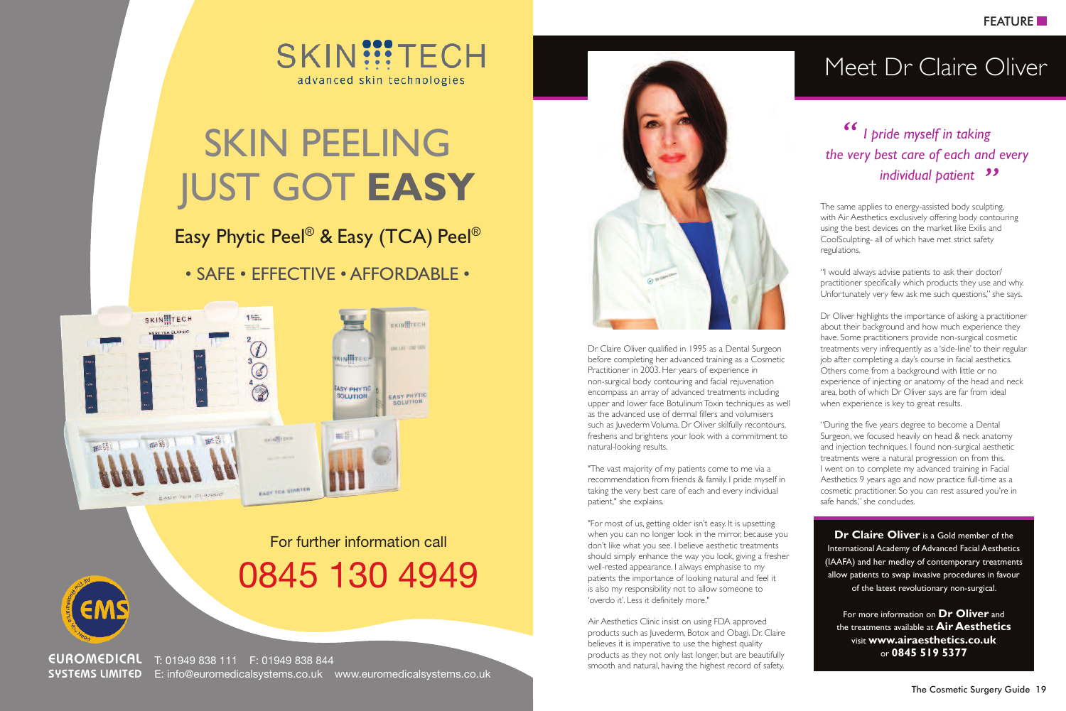# SKIN TECH

advanced skin technologies

# SKIN PEELING JUST GOT **EASY**

## Easy Phytic Peel® & Easy (TCA) Peel®

• SAFE • EFFECTIVE • AFFORDABLE •

For further information call

**0845 130 4949**

**EUROMEDICAL SYSTEMS LIMITED** T: 01949 838 111 F: 01949 838 844
E: info@euromedicalsystems.co.uk www.euromedicalsystems.co.uk

FEATURE

# Meet Dr Claire Oliver

> *"I pride myself in taking the very best care of each and every individual patient"*

Dr Claire Oliver qualified in 1995 as a Dental Surgeon before completing her advanced training as a Cosmetic Practitioner in 2003. Her years of experience in non-surgical body contouring and facial rejuvenation encompass an array of advanced treatments including upper and lower face Botulinum Toxin techniques as well as the advanced use of dermal fillers and volumisers such as Juvederm Voluma. Dr Oliver skilfully recontours, freshens and brightens your look with a commitment to natural-looking results.

"The vast majority of my patients come to me via a recommendation from friends & family. I pride myself in taking the very best care of each and every individual patient," she explains.

"For most of us, getting older isn't easy. It is upsetting when you can no longer look in the mirror, because you don't like what you see. I believe aesthetic treatments should simply enhance the way you look, giving a fresher well-rested appearance. I always emphasise to my patients the importance of looking natural and feel it is also my responsibility not to allow someone to 'overdo it'. Less it definitely more."

Air Aesthetics Clinic insist on using FDA approved products such as Juvederm, Botox and Obagi. Dr. Claire believes it is imperative to use the highest quality products as they not only last longer, but are beautifully smooth and natural, having the highest record of safety.

The same applies to energy-assisted body sculpting, with Air Aesthetics exclusively offering body contouring using the best devices on the market like Exilis and CoolSculpting- all of which have met strict safety regulations.

"I would always advise patients to ask their doctor/practitioner specifically which products they use and why. Unfortunately very few ask me such questions," she says.

Dr Oliver highlights the importance of asking a practitioner about their background and how much experience they have. Some practitioners provide non-surgical cosmetic treatments very infrequently as a 'side-line' to their regular job after completing a day's course in facial aesthetics. Others come from a background with little or no experience of injecting or anatomy of the head and neck area, both of which Dr Oliver says are far from ideal when experience is key to great results.

"During the five years degree to become a Dental Surgeon, we focused heavily on head & neck anatomy and injection techniques. I found non-surgical aesthetic treatments were a natural progression on from this. I went on to complete my advanced training in Facial Aesthetics 9 years ago and now practice full-time as a cosmetic practitioner. So you can rest assured you're in safe hands," she concludes.

**Dr Claire Oliver** is a Gold member of the International Academy of Advanced Facial Aesthetics (IAAFA) and her medley of contemporary treatments allow patients to swap invasive procedures in favour of the latest revolutionary non-surgical.

For more information on **Dr Oliver** and the treatments available at **Air Aesthetics** visit **www.airaesthetics.co.uk** or **0845 519 5377**